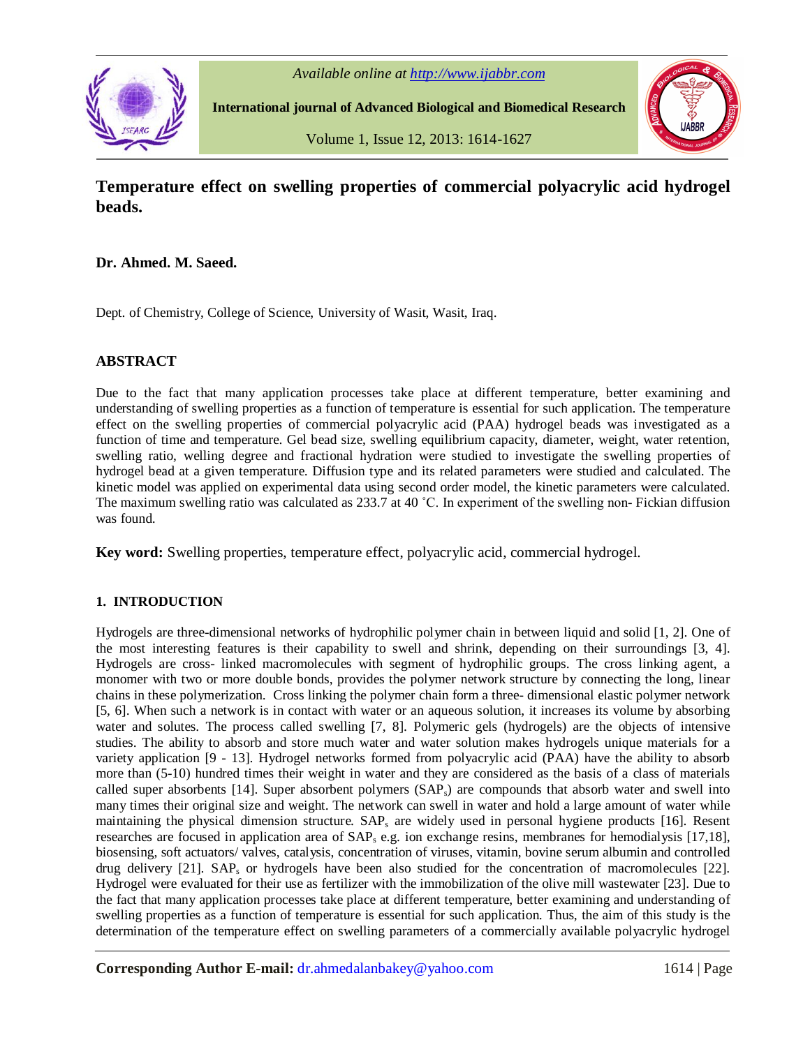# Temperature effect on swelling properties of commercial polyacrylic acid hydrogel beads.

**Dr. Ahmed. M. Saeed.**

Dept. of Chemistry, College of Science, University of Wasit, Wasit, Iraq.

## ABSTRACT

Due to the fact that many application processes take place at different temperature, better examining and understanding of swelling properties as a function of temperature is essential for such application. The temperature effect on the swelling properties of commercial polyacrylic acid (PAA) hydrogel beads was investigated as a function of time and temperature. Gel bead size, swelling equilibrium capacity, diameter, weight, water retention, swelling ratio, welling degree and fractional hydration were studied to investigate the swelling properties of hydrogel bead at a given temperature. Diffusion type and its related parameters were studied and calculated. The kinetic model was applied on experimental data using second order model, the kinetic parameters were calculated. The maximum swelling ratio was calculated as 233.7 at 40 ˚C. In experiment of the swelling non- Fickian diffusion was found.

**Key word:** Swelling properties, temperature effect, polyacrylic acid, commercial hydrogel.

## 1. INTRODUCTION

Hydrogels are three-dimensional networks of hydrophilic polymer chain in between liquid and solid [1, 2]. One of the most interesting features is their capability to swell and shrink, depending on their surroundings [3, 4]. Hydrogels are cross- linked macromolecules with segment of hydrophilic groups. The cross linking agent, a monomer with two or more double bonds, provides the polymer network structure by connecting the long, linear chains in these polymerization. Cross linking the polymer chain form a three- dimensional elastic polymer network [5, 6]. When such a network is in contact with water or an aqueous solution, it increases its volume by absorbing water and solutes. The process called swelling [7, 8]. Polymeric gels (hydrogels) are the objects of intensive studies. The ability to absorb and store much water and water solution makes hydrogels unique materials for a variety application [9 - 13]. Hydrogel networks formed from polyacrylic acid (PAA) have the ability to absorb more than (5-10) hundred times their weight in water and they are considered as the basis of a class of materials called super absorbents [14]. Super absorbent polymers ($SAP_s$) are compounds that absorb water and swell into many times their original size and weight. The network can swell in water and hold a large amount of water while maintaining the physical dimension structure. $SAP_s$ are widely used in personal hygiene products [16]. Resent researches are focused in application area of $SAP_s$ e.g. ion exchange resins, membranes for hemodialysis [17,18], biosensing, soft actuators/ valves, catalysis, concentration of viruses, vitamin, bovine serum albumin and controlled drug delivery [21]. $SAP_s$ or hydrogels have been also studied for the concentration of macromolecules [22]. Hydrogel were evaluated for their use as fertilizer with the immobilization of the olive mill wastewater [23]. Due to the fact that many application processes take place at different temperature, better examining and understanding of swelling properties as a function of temperature is essential for such application. Thus, the aim of this study is the determination of the temperature effect on swelling parameters of a commercially available polyacrylic hydrogel

**Corresponding Author E-mail:** dr.ahmedalanbakey@yahoo.com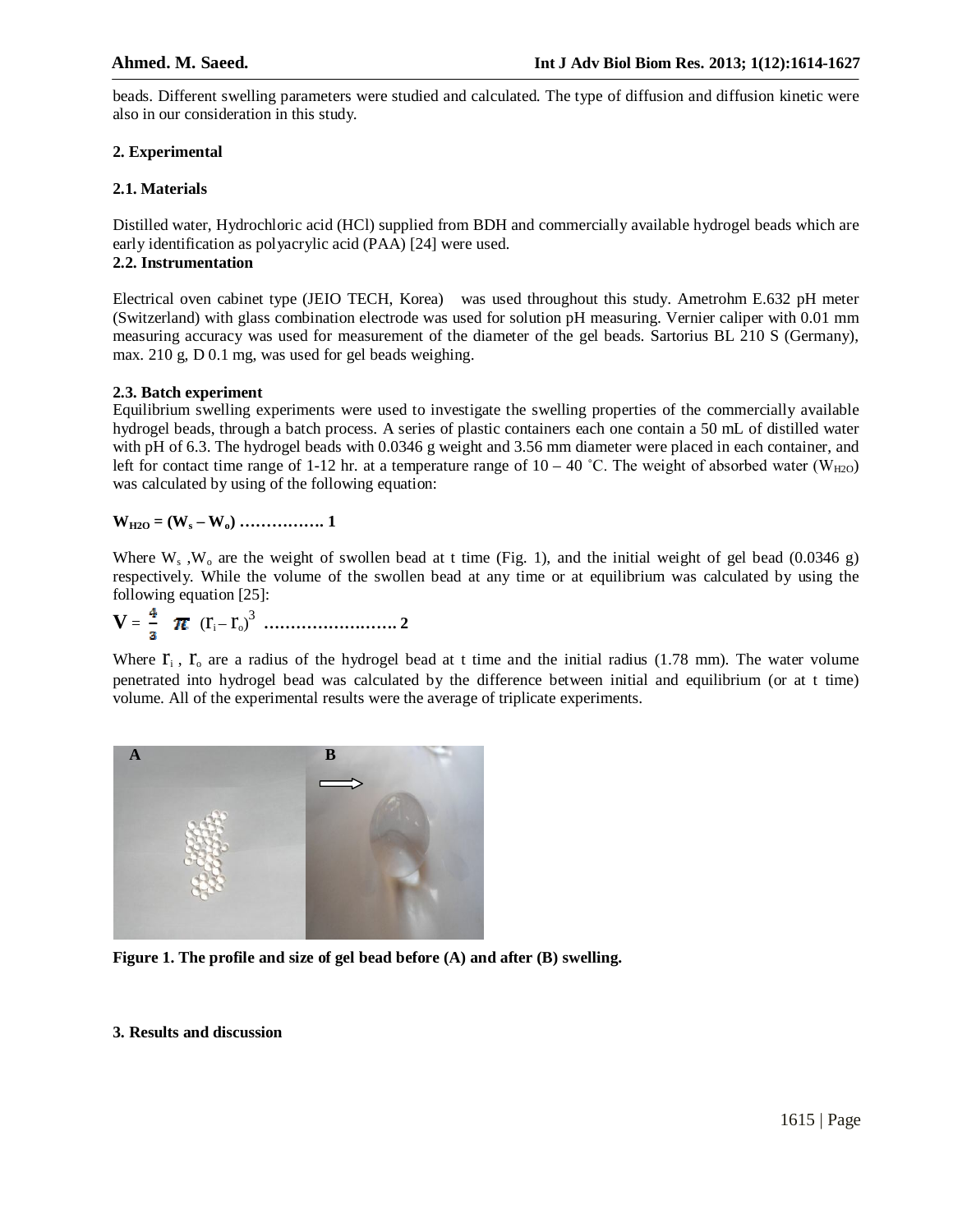beads. Different swelling parameters were studied and calculated. The type of diffusion and diffusion kinetic were also in our consideration in this study.

## 2. Experimental

### 2.1. Materials

Distilled water, Hydrochloric acid (HCl) supplied from BDH and commercially available hydrogel beads which are early identification as polyacrylic acid (PAA) [24] were used.

### 2.2. Instrumentation

Electrical oven cabinet type (JEIO TECH, Korea) was used throughout this study. Ametrohm E.632 pH meter (Switzerland) with glass combination electrode was used for solution pH measuring. Vernier caliper with 0.01 mm measuring accuracy was used for measurement of the diameter of the gel beads. Sartorius BL 210 S (Germany), max. 210 g, D 0.1 mg, was used for gel beads weighing.

### 2.3. Batch experiment

Equilibrium swelling experiments were used to investigate the swelling properties of the commercially available hydrogel beads, through a batch process. A series of plastic containers each one contain a 50 mL of distilled water with pH of 6.3. The hydrogel beads with 0.0346 g weight and 3.56 mm diameter were placed in each container, and left for contact time range of 1-12 hr. at a temperature range of 10 – 40 ˚C. The weight of absorbed water ($W_{H2O}$) was calculated by by using of the following equation:

$$W_{H2O} = (W_s - W_o) \quad \text{……………. 1}$$

Where $W_s$, $W_o$ are the weight of swollen bead at t time (Fig. 1), and the initial weight of gel bead (0.0346 g) respectively. While the volume of the swollen bead at any time or at equilibrium was calculated by using the following equation [25]:

$$V = \frac{4}{3} \pi (r_i - r_o)^3 \quad \text{……………………. 2}$$

Where $r_i$, $r_o$ are a radius of the hydrogel bead at t time and the initial radius (1.78 mm). The water volume penetrated into hydrogel bead was calculated by the difference between initial and equilibrium (or at t time) volume. All of the experimental results were the average of triplicate experiments.

**Figure 1. The profile and size of gel bead before (A) and after (B) swelling.**

## 3. Results and discussion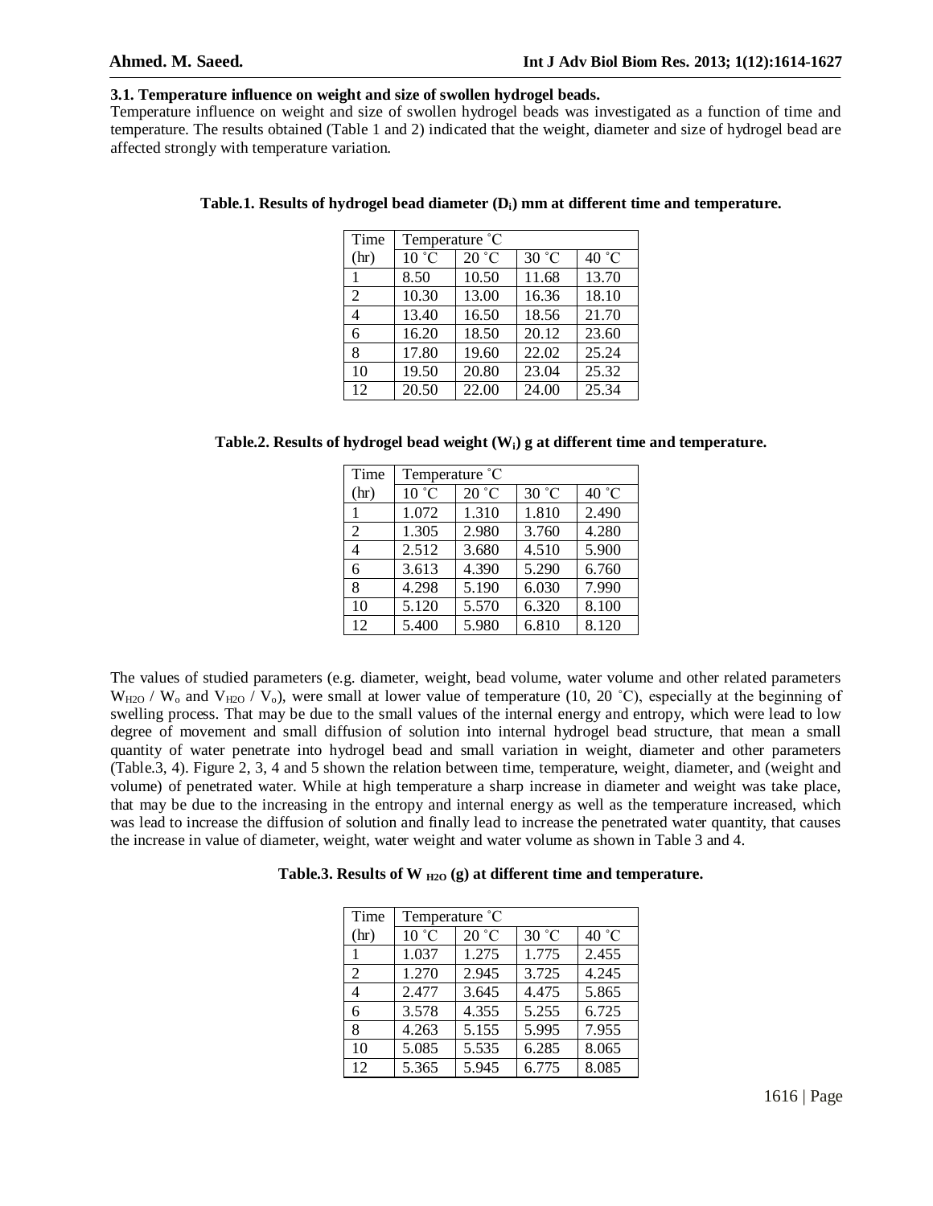### 3.1. Temperature influence on weight and size of swollen hydrogel beads.

Temperature influence on weight and size of swollen hydrogel beads was investigated as a function of time and temperature. The results obtained (Table 1 and 2) indicated that the weight, diameter and size of hydrogel bead are affected strongly with temperature variation.

**Table.1. Results of hydrogel bead diameter ($D_i$) mm at different time and temperature.**

| Time | Temperature ˚C | | | |
|---|---|---|---|---|
| (hr) | 10 ˚C | 20 ˚C | 30 ˚C | 40 ˚C |
| 1 | 8.50 | 10.50 | 11.68 | 13.70 |
| 2 | 10.30 | 13.00 | 16.36 | 18.10 |
| 4 | 13.40 | 16.50 | 18.56 | 21.70 |
| 6 | 16.20 | 18.50 | 20.12 | 23.60 |
| 8 | 17.80 | 19.60 | 22.02 | 25.24 |
| 10 | 19.50 | 20.80 | 23.04 | 25.32 |
| 12 | 20.50 | 22.00 | 24.00 | 25.34 |

**Table.2. Results of hydrogel bead weight ($W_i$) g at different time and temperature.**

| Time | Temperature ˚C | | | |
|---|---|---|---|---|
| (hr) | 10 ˚C | 20 ˚C | 30 ˚C | 40 ˚C |
| 1 | 1.072 | 1.310 | 1.810 | 2.490 |
| 2 | 1.305 | 2.980 | 3.760 | 4.280 |
| 4 | 2.512 | 3.680 | 4.510 | 5.900 |
| 6 | 3.613 | 4.390 | 5.290 | 6.760 |
| 8 | 4.298 | 5.190 | 6.030 | 7.990 |
| 10 | 5.120 | 5.570 | 6.320 | 8.100 |
| 12 | 5.400 | 5.980 | 6.810 | 8.120 |

The values of studied parameters (e.g. diameter, weight, bead volume, water volume and other related parameters $W_{H2O}$ / $W_o$ and $V_{H2O}$ / $V_o$), were small at lower value of temperature (10, 20 ˚C), especially at the beginning of swelling process. That may be due to the small values of the internal energy and entropy, which were lead to low degree of movement and small diffusion of solution into internal hydrogel bead structure, that mean a small quantity of water penetrate into hydrogel bead and small variation in weight, diameter and other parameters (Table.3, 4). Figure 2, 3, 4 and 5 shown the relation between time, temperature, weight, diameter, and (weight and volume) of penetrated water. While at high temperature a sharp increase in diameter and weight was take place, that may be due to the increasing in the entropy and internal energy as well as the temperature increased, which was lead to increase the diffusion of solution and finally lead to increase the penetrated water quantity, that causes the increase in value of diameter, weight, water weight and water volume as shown in Table 3 and 4.

**Table.3. Results of $W_{H2O}$ (g) at different time and temperature.**

| Time | Temperature ˚C | | | |
|---|---|---|---|---|
| (hr) | 10 ˚C | 20 ˚C | 30 ˚C | 40 ˚C |
| 1 | 1.037 | 1.275 | 1.775 | 2.455 |
| 2 | 1.270 | 2.945 | 3.725 | 4.245 |
| 4 | 2.477 | 3.645 | 4.475 | 5.865 |
| 6 | 3.578 | 4.355 | 5.255 | 6.725 |
| 8 | 4.263 | 5.155 | 5.995 | 7.955 |
| 10 | 5.085 | 5.535 | 6.285 | 8.065 |
| 12 | 5.365 | 5.945 | 6.775 | 8.085 |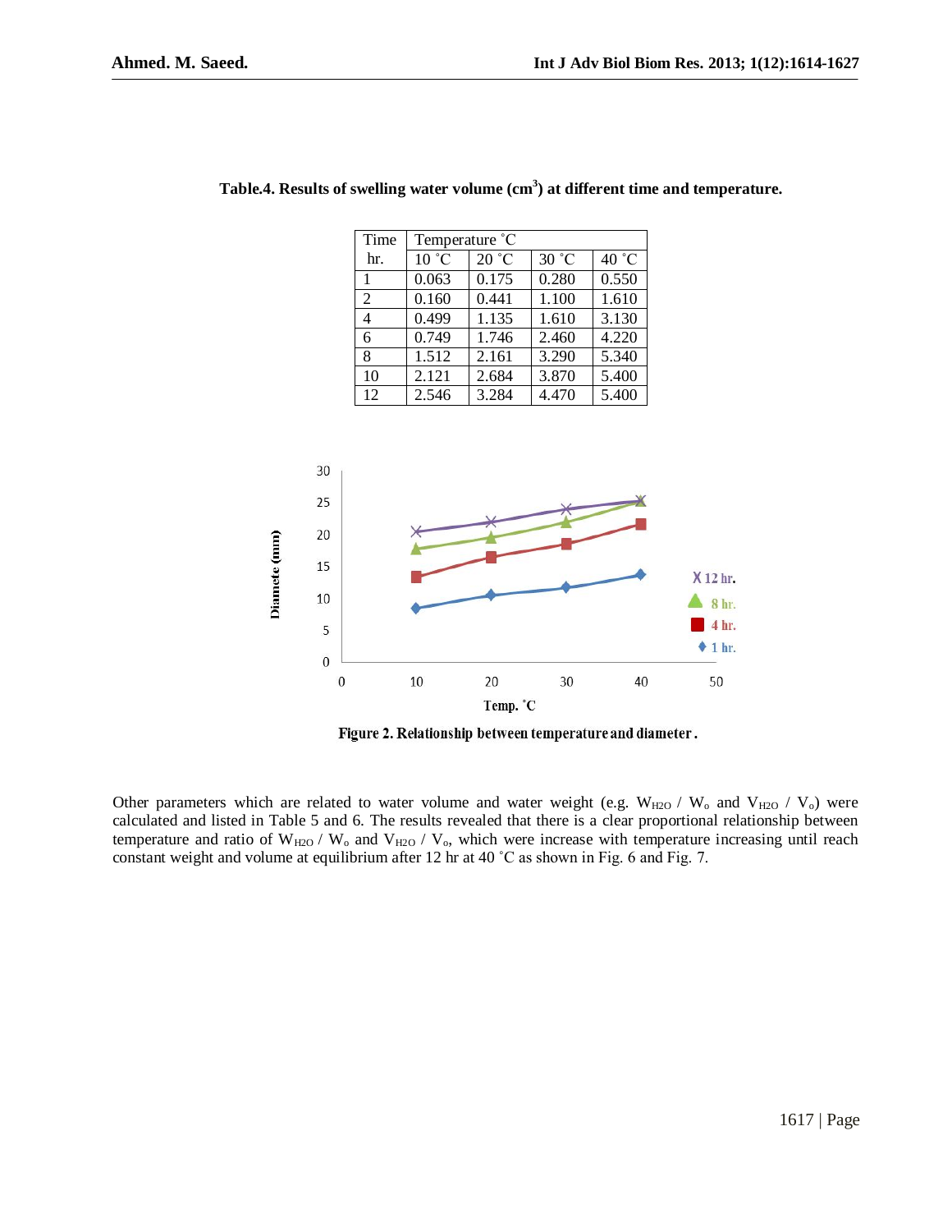**Table.4. Results of swelling water volume (cm$^3$) at different time and temperature.**

| Time | Temperature ˚C | | | |
|---|---|---|---|---|
| hr. | 10 ˚C | 20 ˚C | 30 ˚C | 40 ˚C |
| 1 | 0.063 | 0.175 | 0.280 | 0.550 |
| 2 | 0.160 | 0.441 | 1.100 | 1.610 |
| 4 | 0.499 | 1.135 | 1.610 | 3.130 |
| 6 | 0.749 | 1.746 | 2.460 | 4.220 |
| 8 | 1.512 | 2.161 | 3.290 | 5.340 |
| 10 | 2.121 | 2.684 | 3.870 | 5.400 |
| 12 | 2.546 | 3.284 | 4.470 | 5.400 |

**Figure 2. Relationship between temperature and diameter.**

Other parameters which are related to water volume and water weight (e.g. $W_{H2O}$ / $W_o$ and $V_{H2O}$ / $V_o$) were calculated and listed in Table 5 and 6. The results revealed that there is a clear proportional relationship between temperature and ratio of $W_{H2O}$ / $W_o$ and $V_{H2O}$ / $V_o$, which were increase with temperature increasing until reach constant weight and volume at equilibrium after 12 hr at 40 ˚C as shown in Fig. 6 and Fig. 7.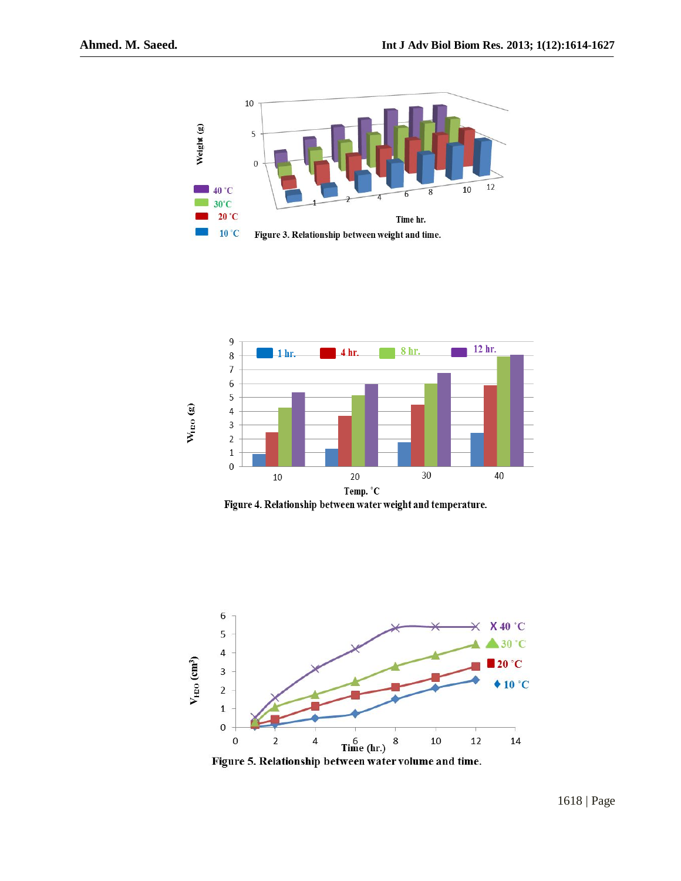Figure 3. Relationship between weight and time.

Figure 4. Relationship between water weight and temperature.

Figure 5. Relationship between water volume and time.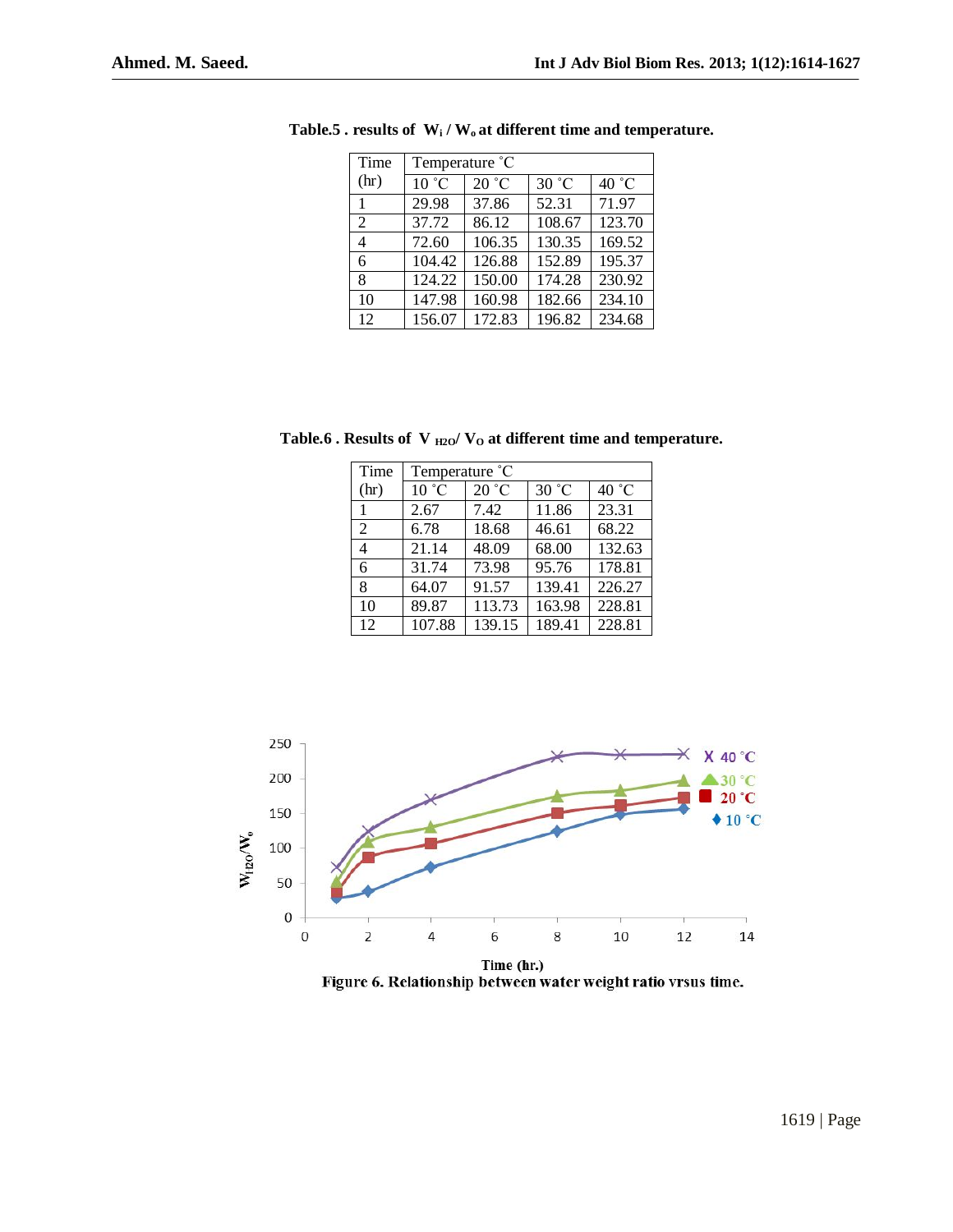**Table.5 . results of $W_i$ / $W_o$ at different time and temperature.**

| Time (hr) | Temperature °C | | | |
|---|---|---|---|---|
| | 10 °C | 20 °C | 30 °C | 40 °C |
| 1 | 29.98 | 37.86 | 52.31 | 71.97 |
| 2 | 37.72 | 86.12 | 108.67 | 123.70 |
| 4 | 72.60 | 106.35 | 130.35 | 169.52 |
| 6 | 104.42 | 126.88 | 152.89 | 195.37 |
| 8 | 124.22 | 150.00 | 174.28 | 230.92 |
| 10 | 147.98 | 160.98 | 182.66 | 234.10 |
| 12 | 156.07 | 172.83 | 196.82 | 234.68 |

**Table.6 . Results of $V_{H2O}$/ $V_O$ at different time and temperature.**

| Time (hr) | Temperature °C | | | |
|---|---|---|---|---|
| | 10 °C | 20 °C | 30 °C | 40 °C |
| 1 | 2.67 | 7.42 | 11.86 | 23.31 |
| 2 | 6.78 | 18.68 | 46.61 | 68.22 |
| 4 | 21.14 | 48.09 | 68.00 | 132.63 |
| 6 | 31.74 | 73.98 | 95.76 | 178.81 |
| 8 | 64.07 | 91.57 | 139.41 | 226.27 |
| 10 | 89.87 | 113.73 | 163.98 | 228.81 |
| 12 | 107.88 | 139.15 | 189.41 | 228.81 |

Figure 6. Relationship between water weight ratio vrsus time.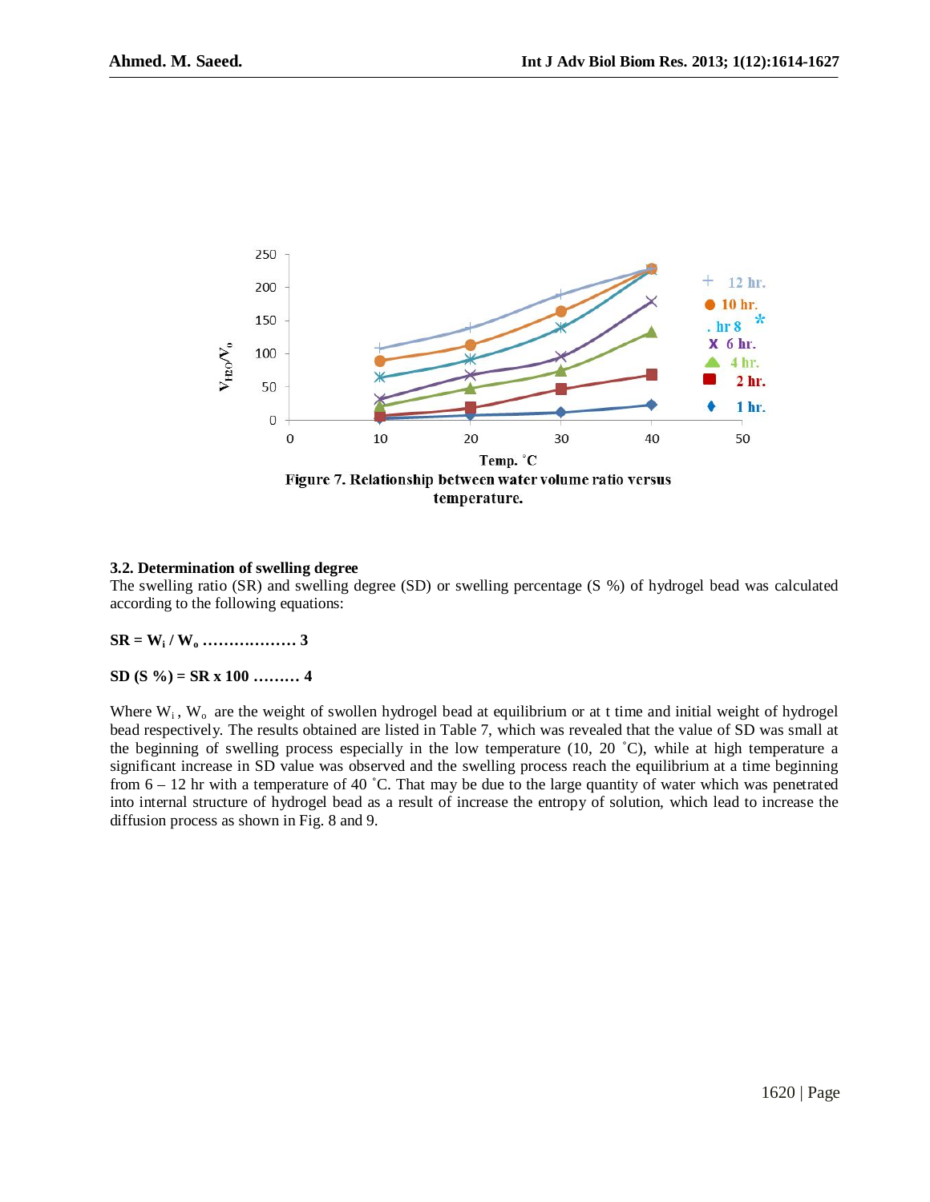Figure 7. Relationship between water volume ratio versus temperature.

### 3.2. Determination of swelling degree

The swelling ratio (SR) and swelling degree (SD) or swelling percentage (S %) of hydrogel bead was calculated according to the following equations:

$$SR = W_i / W_o \quad \ldots\ldots\ldots\ldots\ldots\ldots \; 3$$

$$SD\ (S\ \%) = SR \times 100 \quad \ldots\ldots\ldots \; 4$$

Where $W_i$, $W_o$ are the weight of swollen hydrogel bead at equilibrium or at t time and initial weight of hydrogel bead respectively. The results obtained are listed in Table 7, which was revealed that the value of SD was small at the beginning of swelling process especially in the low temperature (10, 20 ˚C), while at high temperature a significant increase in SD value was observed and the swelling process reach the equilibrium at a time beginning from 6 – 12 hr with a temperature of 40 ˚C. That may be due to the large quantity of water which was penetrated into internal structure of hydrogel bead as a result of increase the entropy of solution, which lead to increase the diffusion process as shown in Fig. 8 and 9.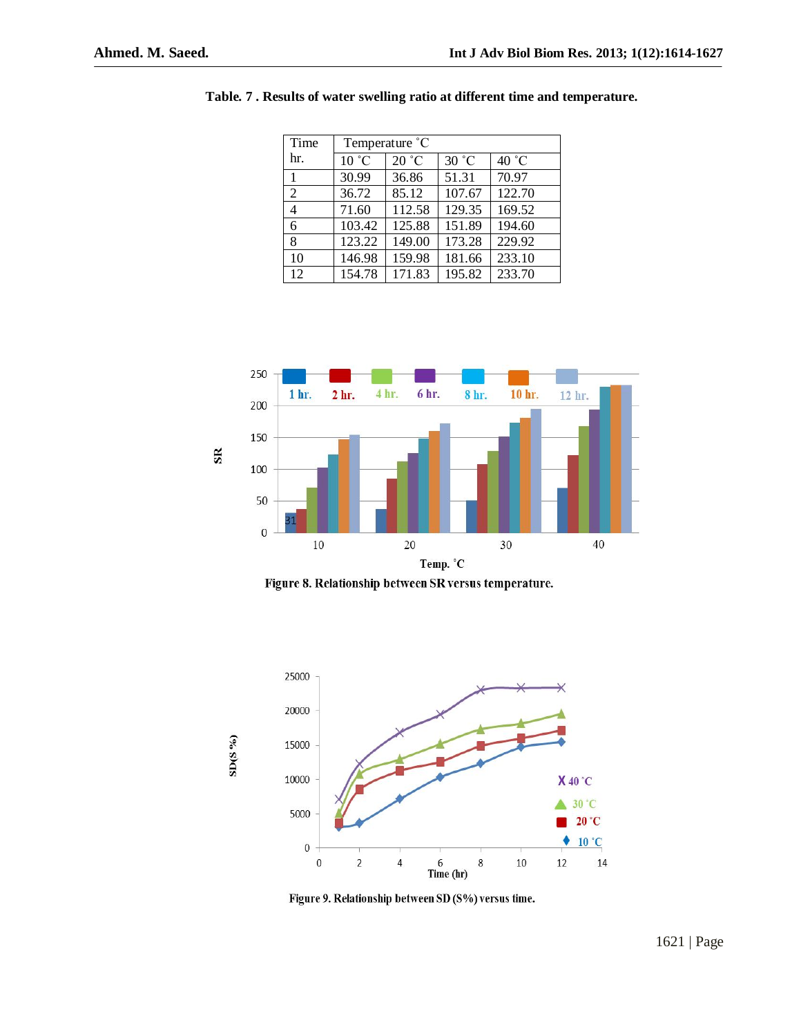**Table. 7 . Results of water swelling ratio at different time and temperature.**

| Time hr. | Temperature ˚C | | | |
|---|---|---|---|---|
| | 10 ˚C | 20 ˚C | 30 ˚C | 40 ˚C |
| 1 | 30.99 | 36.86 | 51.31 | 70.97 |
| 2 | 36.72 | 85.12 | 107.67 | 122.70 |
| 4 | 71.60 | 112.58 | 129.35 | 169.52 |
| 6 | 103.42 | 125.88 | 151.89 | 194.60 |
| 8 | 123.22 | 149.00 | 173.28 | 229.92 |
| 10 | 146.98 | 159.98 | 181.66 | 233.10 |
| 12 | 154.78 | 171.83 | 195.82 | 233.70 |

**Figure 8. Relationship between SR versus temperature.**

**Figure 9. Relationship between SD (S%) versus time.**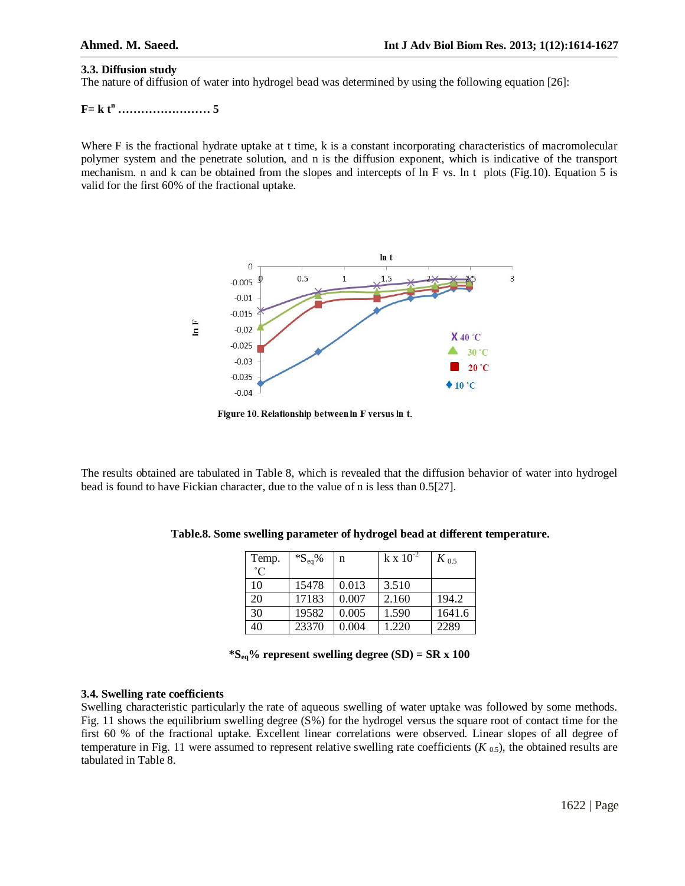### 3.3. Diffusion study

The nature of diffusion of water into hydrogel bead was determined by using the following equation [26]:

$$F = k\,t^{n} \quad \ldots\ldots\ldots\ldots\ldots\ldots\ldots\ldots 5$$

Where F is the fractional hydrate uptake at t time, k is a constant incorporating characteristics of macromolecular polymer system and the penetrate solution, and n is the diffusion exponent, which is indicative of the transport mechanism. n and k can be obtained from the slopes and intercepts of ln F vs. ln t plots (Fig.10). Equation 5 is valid for the first 60% of the fractional uptake.

**Figure 10. Relationship between ln F versus ln t.**

The results obtained are tabulated in Table 8, which is revealed that the diffusion behavior of water into hydrogel bead is found to have Fickian character, due to the value of n is less than 0.5[27].

**Table.8. Some swelling parameter of hydrogel bead at different temperature.**

| Temp. °C | $^*S_{eq}$% | n | k x $10^{-2}$ | $K_{0.5}$ |
|---|---|---|---|---|
| 10 | 15478 | 0.013 | 3.510 | |
| 20 | 17183 | 0.007 | 2.160 | 194.2 |
| 30 | 19582 | 0.005 | 1.590 | 1641.6 |
| 40 | 23370 | 0.004 | 1.220 | 2289 |

**$^*S_{eq}$% represent swelling degree (SD) = SR x 100**

### 3.4. Swelling rate coefficients

Swelling characteristic particularly the rate of aqueous swelling of water uptake was followed by some methods. Fig. 11 shows the equilibrium swelling degree (S%) for the hydrogel versus the square root of contact time for the first 60 % of the fractional uptake. Excellent linear correlations were observed. Linear slopes of all degree of temperature in Fig. 11 were assumed to represent relative swelling rate coefficients ($K_{0.5}$), the obtained results are tabulated in Table 8.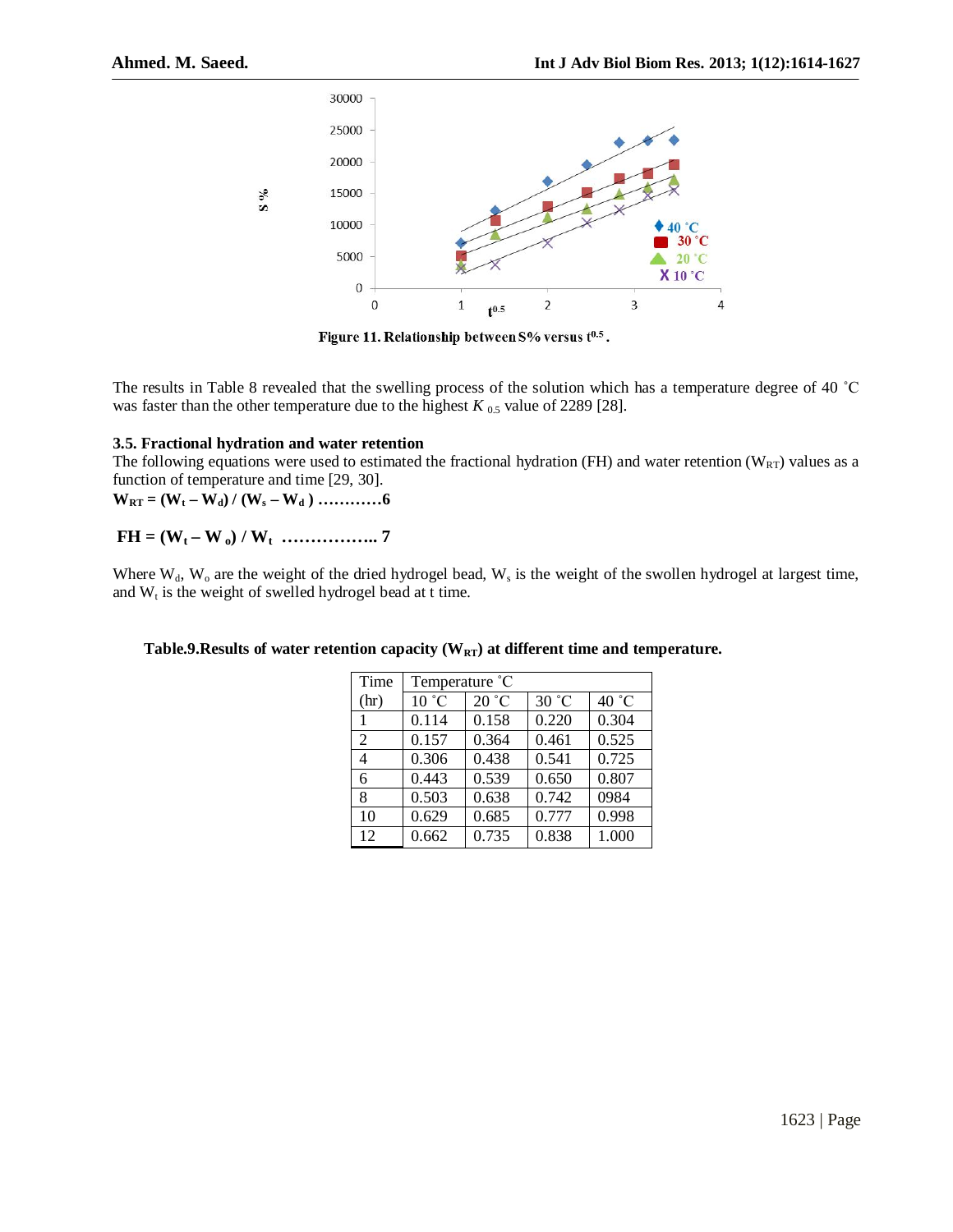Figure 11. Relationship between S% versus $t^{0.5}$.

The results in Table 8 revealed that the swelling process of the solution which has a temperature degree of 40 ˚C was faster than the other temperature due to the highest $K_{0.5}$ value of 2289 [28].

### 3.5. Fractional hydration and water retention

The following equations were used to estimated the fractional hydration (FH) and water retention ($W_{RT}$) values as a function of temperature and time [29, 30].

$$W_{RT} = (W_t - W_d) / (W_s - W_d) \quad \ldots\ldots\ldots\ldots 6$$

$$FH = (W_t - W_o) / W_t \quad \ldots\ldots\ldots\ldots\ldots\ldots 7$$

Where $W_d$, $W_o$ are the weight of the dried hydrogel bead, $W_s$ is the weight of the swollen hydrogel at largest time, and $W_t$ is the weight of swelled hydrogel bead at t time.

**Table.9.Results of water retention capacity ($W_{RT}$) at different time and temperature.**

| Time | Temperature ˚C | | | |
|---|---|---|---|---|
| (hr) | 10 ˚C | 20 ˚C | 30 ˚C | 40 ˚C |
| 1 | 0.114 | 0.158 | 0.220 | 0.304 |
| 2 | 0.157 | 0.364 | 0.461 | 0.525 |
| 4 | 0.306 | 0.438 | 0.541 | 0.725 |
| 6 | 0.443 | 0.539 | 0.650 | 0.807 |
| 8 | 0.503 | 0.638 | 0.742 | 0984 |
| 10 | 0.629 | 0.685 | 0.777 | 0.998 |
| 12 | 0.662 | 0.735 | 0.838 | 1.000 |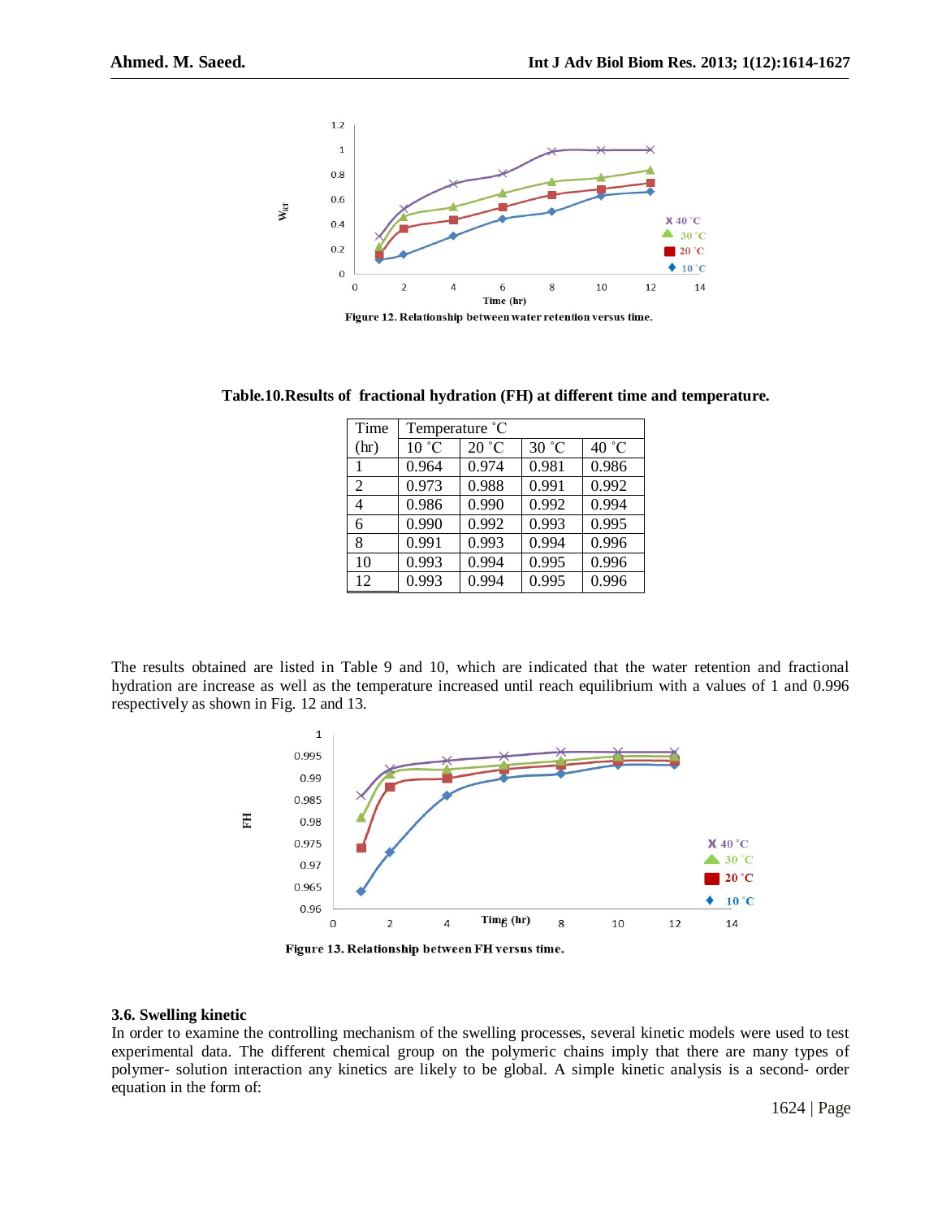Figure 12. Relationship between water retention versus time.

**Table.10.Results of fractional hydration (FH) at different time and temperature.**

| Time (hr) | Temperature ˚C | | | |
|---|---|---|---|---|
| | 10 ˚C | 20 ˚C | 30 ˚C | 40 ˚C |
| 1 | 0.964 | 0.974 | 0.981 | 0.986 |
| 2 | 0.973 | 0.988 | 0.991 | 0.992 |
| 4 | 0.986 | 0.990 | 0.992 | 0.994 |
| 6 | 0.990 | 0.992 | 0.993 | 0.995 |
| 8 | 0.991 | 0.993 | 0.994 | 0.996 |
| 10 | 0.993 | 0.994 | 0.995 | 0.996 |
| 12 | 0.993 | 0.994 | 0.995 | 0.996 |

The results obtained are listed in Table 9 and 10, which are indicated that the water retention and fractional hydration are increase as well as the temperature increased until reach equilibrium with a values of 1 and 0.996 respectively as shown in Fig. 12 and 13.

Figure 13. Relationship between FH versus time.

### 3.6. Swelling kinetic

In order to examine the controlling mechanism of the swelling processes, several kinetic models were used to test experimental data. The different chemical group on the polymeric chains imply that there are many types of polymer- solution interaction any kinetics are likely to be global. A simple kinetic analysis is a second- order equation in the form of: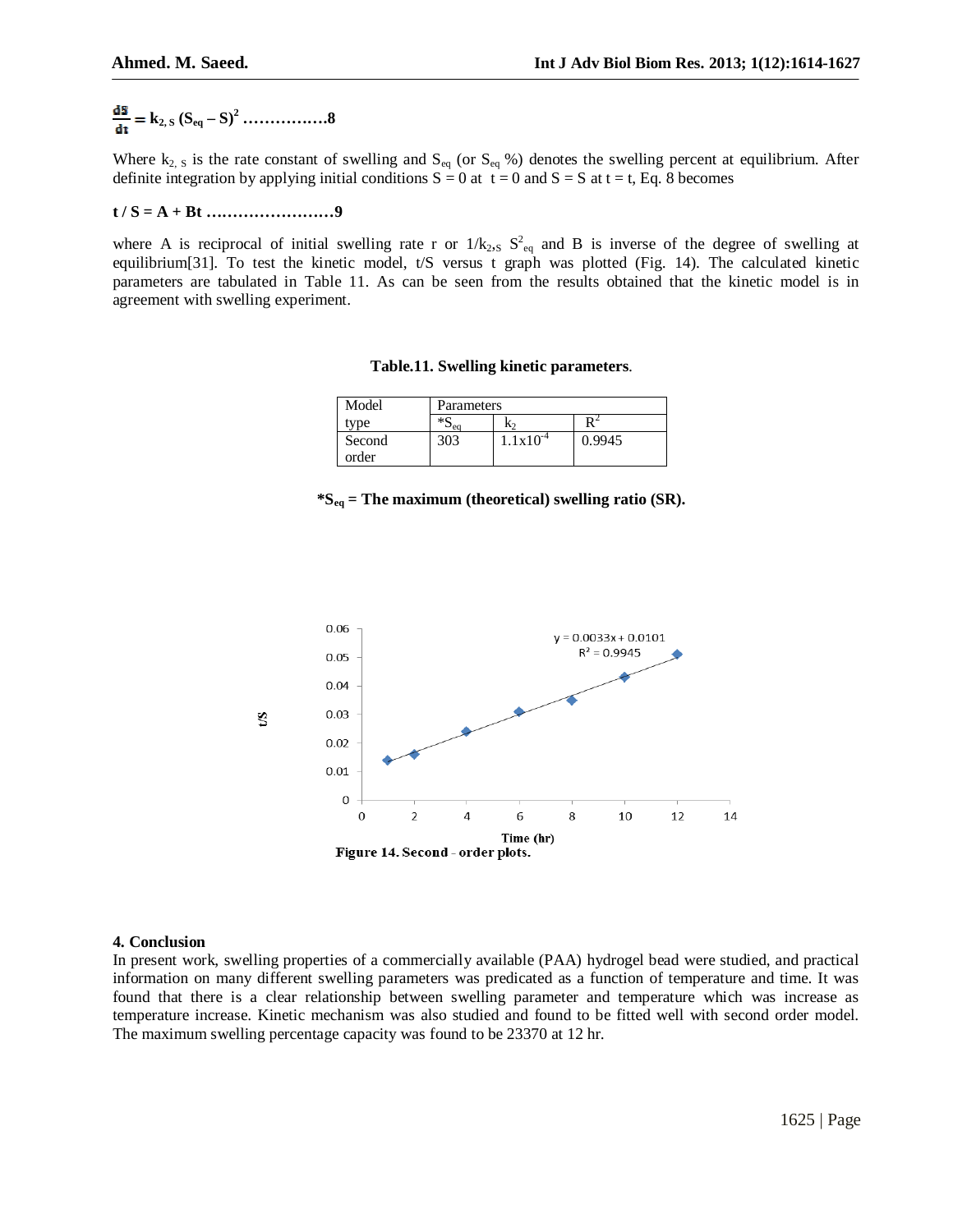$$\frac{dS}{dt} = k_{2,S} (S_{eq} - S)^2 \text{ ……………8}$$

Where $k_{2,S}$ is the rate constant of swelling and $S_{eq}$ (or $S_{eq}$ %) denotes the swelling percent at equilibrium. After definite integration by applying initial conditions $S = 0$ at $t = 0$ and $S = S$ at $t = t$, Eq. 8 becomes

$$t / S = A + Bt \text{ ……………………9}$$

where A is reciprocal of initial swelling rate r or $1/k_{2,S}\, S^2_{eq}$ and B is inverse of the degree of swelling at equilibrium[31]. To test the kinetic model, t/S versus t graph was plotted (Fig. 14). The calculated kinetic parameters are tabulated in Table 11. As can be seen from the results obtained that the kinetic model is in agreement with swelling experiment.

**Table.11. Swelling kinetic parameters.**

| Model type | Parameters | | |
|---|---|---|---|
| | $*S_{eq}$ | $k_2$ | $R^2$ |
| Second order | 303 | $1.1 \times 10^{-4}$ | 0.9945 |

**$*S_{eq}$ = The maximum (theoretical) swelling ratio (SR).**

**Figure 14. Second - order plots.**

## 4. Conclusion

In present work, swelling properties of a commercially available (PAA) hydrogel bead were studied, and practical information on many different swelling parameters was predicated as a function of temperature and time. It was found that there is a clear relationship between swelling parameter and temperature which was increase as temperature increase. Kinetic mechanism was also studied and found to be fitted well with second order model. The maximum swelling percentage capacity was found to be 23370 at 12 hr.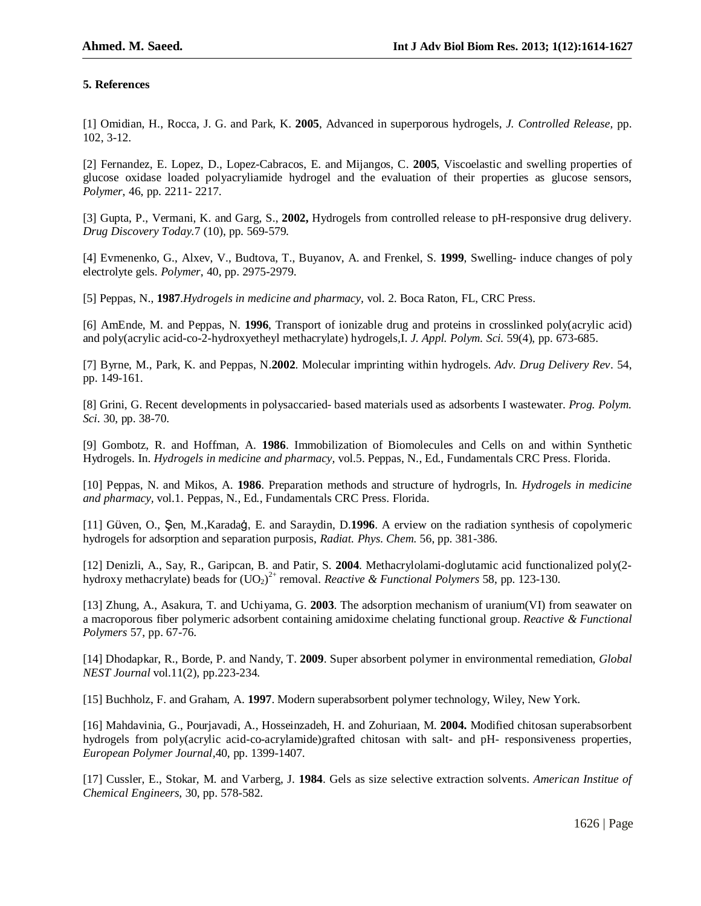## 5. References

[1] Omidian, H., Rocca, J. G. and Park, K. **2005**, Advanced in superporous hydrogels, *J. Controlled Release,* pp. 102, 3-12.

[2] Fernandez, E. Lopez, D., Lopez-Cabracos, E. and Mijangos, C. **2005**, Viscoelastic and swelling properties of glucose oxidase loaded polyacryliamide hydrogel and the evaluation of their properties as glucose sensors, *Polymer,* 46, pp. 2211- 2217.

[3] Gupta, P., Vermani, K. and Garg, S., **2002,** Hydrogels from controlled release to pH-responsive drug delivery. *Drug Discovery Today.*7 (10), pp. 569-579.

[4] Evmenenko, G., Alxev, V., Budtova, T., Buyanov, A. and Frenkel, S. **1999**, Swelling- induce changes of poly electrolyte gels. *Polymer,* 40, pp. 2975-2979.

[5] Peppas, N., **1987**.*Hydrogels in medicine and pharmacy,* vol. 2. Boca Raton, FL, CRC Press.

[6] AmEnde, M. and Peppas, N. **1996**, Transport of ionizable drug and proteins in crosslinked poly(acrylic acid) and poly(acrylic acid-co-2-hydroxyetheyl methacrylate) hydrogels,I. *J. Appl. Polym. Sci.* 59(4), pp. 673-685.

[7] Byrne, M., Park, K. and Peppas, N.**2002**. Molecular imprinting within hydrogels. *Adv. Drug Delivery Rev*. 54, pp. 149-161.

[8] Grini, G. Recent developments in polysaccaried- based materials used as adsorbents I wastewater. *Prog. Polym. Sci.* 30, pp. 38-70.

[9] Gombotz, R. and Hoffman, A. **1986**. Immobilization of Biomolecules and Cells on and within Synthetic Hydrogels. In. *Hydrogels in medicine and pharmacy,* vol.5. Peppas, N., Ed., Fundamentals CRC Press. Florida.

[10] Peppas, N. and Mikos, A. **1986**. Preparation methods and structure of hydrogrls, In. *Hydrogels in medicine and pharmacy,* vol.1. Peppas, N., Ed., Fundamentals CRC Press. Florida.

[11] Güven, O., Şen, M.,Karadağ, E. and Saraydin, D.**1996**. A erview on the radiation synthesis of copolymeric hydrogels for adsorption and separation purposis, *Radiat. Phys. Chem.* 56, pp. 381-386.

[12] Denizli, A., Say, R., Garipcan, B. and Patir, S. **2004**. Methacrylolami-doglutamic acid functionalized poly(2-hydroxy methacrylate) beads for $(UO_2)^{2+}$ removal. *Reactive & Functional Polymers* 58, pp. 123-130.

[13] Zhung, A., Asakura, T. and Uchiyama, G. **2003**. The adsorption mechanism of uranium(VI) from seawater on a macroporous fiber polymeric adsorbent containing amidoxime chelating functional group. *Reactive & Functional Polymers* 57, pp. 67-76.

[14] Dhodapkar, R., Borde, P. and Nandy, T. **2009**. Super absorbent polymer in environmental remediation, *Global NEST Journal* vol.11(2), pp.223-234.

[15] Buchholz, F. and Graham, A. **1997**. Modern superabsorbent polymer technology, Wiley, New York.

[16] Mahdavinia, G., Pourjavadi, A., Hosseinzadeh, H. and Zohuriaan, M. **2004.** Modified chitosan superabsorbent hydrogels from poly(acrylic acid-co-acrylamide)grafted chitosan with salt- and pH- responsiveness properties, *European Polymer Journal,*40, pp. 1399-1407.

[17] Cussler, E., Stokar, M. and Varberg, J. **1984**. Gels as size selective extraction solvents. *American Institue of Chemical Engineers,* 30, pp. 578-582.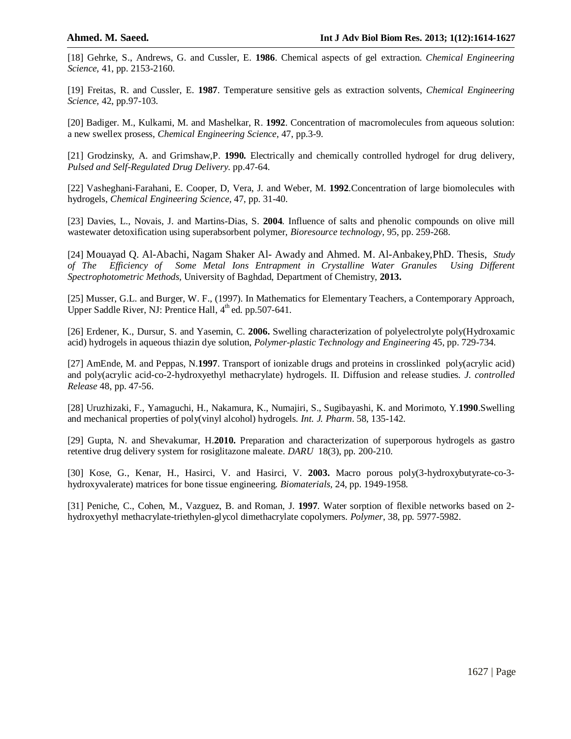[18] Gehrke, S., Andrews, G. and Cussler, E. **1986**. Chemical aspects of gel extraction. *Chemical Engineering Science*, 41, pp. 2153-2160.

[19] Freitas, R. and Cussler, E. **1987**. Temperature sensitive gels as extraction solvents, *Chemical Engineering Science*, 42, pp.97-103.

[20] Badiger. M., Kulkami, M. and Mashelkar, R. **1992**. Concentration of macromolecules from aqueous solution: a new swellex prosess, *Chemical Engineering Science*, 47, pp.3-9.

[21] Grodzinsky, A. and Grimshaw,P. **1990.** Electrically and chemically controlled hydrogel for drug delivery, *Pulsed and Self-Regulated Drug Delivery*. pp.47-64.

[22] Vasheghani-Farahani, E. Cooper, D, Vera, J. and Weber, M. **1992**.Concentration of large biomolecules with hydrogels, *Chemical Engineering Science*, 47, pp. 31-40.

[23] Davies, L., Novais, J. and Martins-Dias, S. **2004**. Influence of salts and phenolic compounds on olive mill wastewater detoxification using superabsorbent polymer, *Bioresource technology*, 95, pp. 259-268.

[24] Mouayad Q. Al-Abachi, Nagam Shaker Al- Awady and Ahmed. M. Al-Anbakey,PhD. Thesis, *Study of The Efficiency of Some Metal Ions Entrapment in Crystalline Water Granules Using Different Spectrophotometric Methods*, University of Baghdad, Department of Chemistry, **2013.**

[25] Musser, G.L. and Burger, W. F., (1997). In Mathematics for Elementary Teachers, a Contemporary Approach, Upper Saddle River, NJ: Prentice Hall, 4th ed. pp.507-641.

[26] Erdener, K., Dursur, S. and Yasemin, C. **2006.** Swelling characterization of polyelectrolyte poly(Hydroxamic acid) hydrogels in aqueous thiazin dye solution, *Polymer-plastic Technology and Engineering* 45, pp. 729-734.

[27] AmEnde, M. and Peppas, N.**1997**. Transport of ionizable drugs and proteins in crosslinked poly(acrylic acid) and poly(acrylic acid-co-2-hydroxyethyl methacrylate) hydrogels. II. Diffusion and release studies. *J. controlled Release* 48, pp. 47-56.

[28] Uruzhizaki, F., Yamaguchi, H., Nakamura, K., Numajiri, S., Sugibayashi, K. and Morimoto, Y.**1990**.Swelling and mechanical properties of poly(vinyl alcohol) hydrogels. *Int. J. Pharm*. 58, 135-142.

[29] Gupta, N. and Shevakumar, H.**2010.** Preparation and characterization of superporous hydrogels as gastro retentive drug delivery system for rosiglitazone maleate. *DARU* 18(3), pp. 200-210.

[30] Kose, G., Kenar, H., Hasirci, V. and Hasirci, V. **2003.** Macro porous poly(3-hydroxybutyrate-co-3-hydroxyvalerate) matrices for bone tissue engineering. *Biomaterials*, 24, pp. 1949-1958.

[31] Peniche, C., Cohen, M., Vazguez, B. and Roman, J. **1997**. Water sorption of flexible networks based on 2-hydroxyethyl methacrylate-triethylen-glycol dimethacrylate copolymers. *Polymer*, 38, pp. 5977-5982.